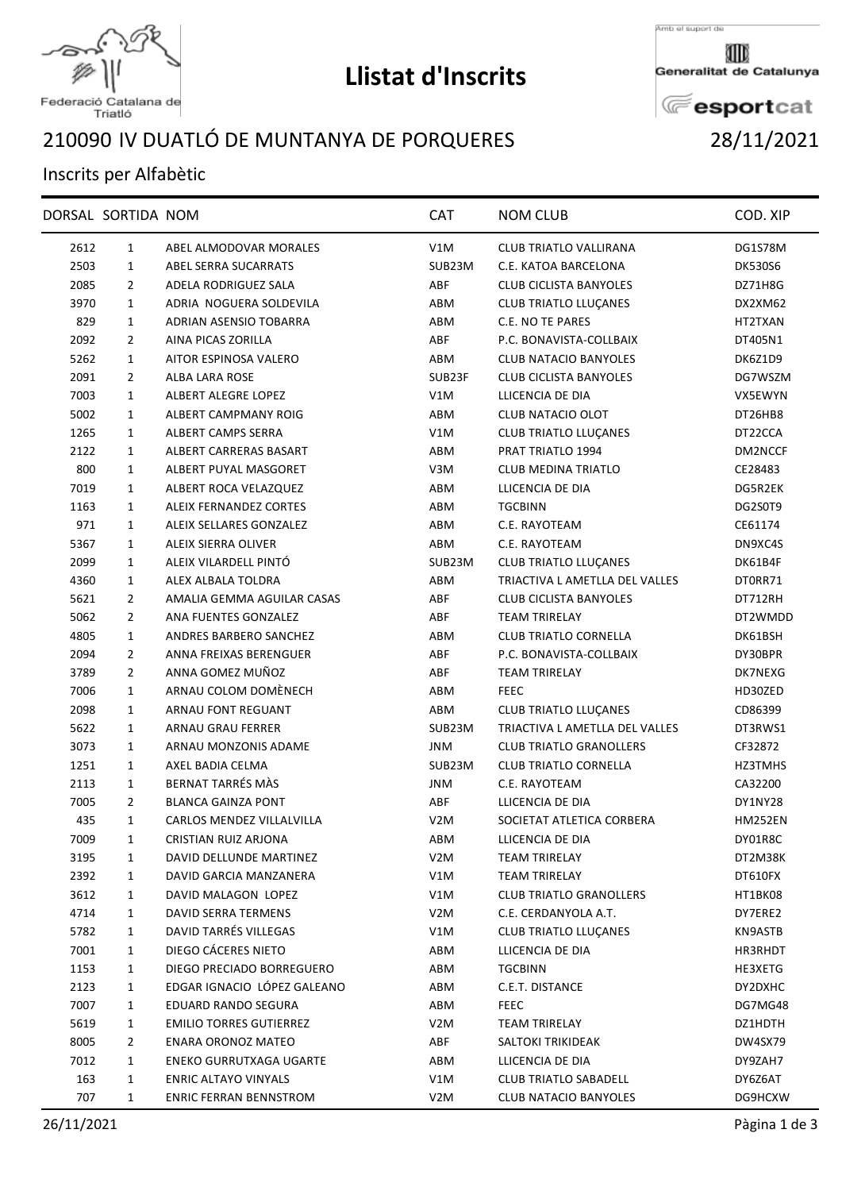Federació Catalana de Triatló

# Llistat d'Inscrits

Amb el suport de Generalitat de Catalunya esportcat

## 210090 IV DUATLÓ DE MUNTANYA DE PORQUERES 28/11/2021

Inscrits per Alfabètic

| DORSAL | SORTIDA | NOM | CAT | NOM CLUB | COD. XIP |
|---|---|---|---|---|---|
| 2612 | 1 | ABEL ALMODOVAR MORALES | V1M | CLUB TRIATLO VALLIRANA | DG1S78M |
| 2503 | 1 | ABEL SERRA SUCARRATS | SUB23M | C.E. KATOA BARCELONA | DK530S6 |
| 2085 | 2 | ADELA RODRIGUEZ SALA | ABF | CLUB CICLISTA BANYOLES | DZ71H8G |
| 3970 | 1 | ADRIA NOGUERA SOLDEVILA | ABM | CLUB TRIATLO LLUÇANES | DX2XM62 |
| 829 | 1 | ADRIAN ASENSIO TOBARRA | ABM | C.E. NO TE PARES | HT2TXAN |
| 2092 | 2 | AINA PICAS ZORILLA | ABF | P.C. BONAVISTA-COLLBAIX | DT405N1 |
| 5262 | 1 | AITOR ESPINOSA VALERO | ABM | CLUB NATACIO BANYOLES | DK6Z1D9 |
| 2091 | 2 | ALBA LARA ROSE | SUB23F | CLUB CICLISTA BANYOLES | DG7WSZM |
| 7003 | 1 | ALBERT ALEGRE LOPEZ | V1M | LLICENCIA DE DIA | VX5EWYN |
| 5002 | 1 | ALBERT CAMPMANY ROIG | ABM | CLUB NATACIO OLOT | DT26HB8 |
| 1265 | 1 | ALBERT CAMPS SERRA | V1M | CLUB TRIATLO LLUÇANES | DT22CCA |
| 2122 | 1 | ALBERT CARRERAS BASART | ABM | PRAT TRIATLO 1994 | DM2NCCF |
| 800 | 1 | ALBERT PUYAL MASGORET | V3M | CLUB MEDINA TRIATLO | CE28483 |
| 7019 | 1 | ALBERT ROCA VELAZQUEZ | ABM | LLICENCIA DE DIA | DG5R2EK |
| 1163 | 1 | ALEIX FERNANDEZ CORTES | ABM | TGCBINN | DG2S0T9 |
| 971 | 1 | ALEIX SELLARES GONZALEZ | ABM | C.E. RAYOTEAM | CE61174 |
| 5367 | 1 | ALEIX SIERRA OLIVER | ABM | C.E. RAYOTEAM | DN9XC4S |
| 2099 | 1 | ALEIX VILARDELL PINTÓ | SUB23M | CLUB TRIATLO LLUÇANES | DK61B4F |
| 4360 | 1 | ALEX ALBALA TOLDRA | ABM | TRIACTIVA L AMETLLA DEL VALLES | DT0RR71 |
| 5621 | 2 | AMALIA GEMMA AGUILAR CASAS | ABF | CLUB CICLISTA BANYOLES | DT712RH |
| 5062 | 2 | ANA FUENTES GONZALEZ | ABF | TEAM TRIRELAY | DT2WMDD |
| 4805 | 1 | ANDRES BARBERO SANCHEZ | ABM | CLUB TRIATLO CORNELLA | DK61BSH |
| 2094 | 2 | ANNA FREIXAS BERENGUER | ABF | P.C. BONAVISTA-COLLBAIX | DY30BPR |
| 3789 | 2 | ANNA GOMEZ MUÑOZ | ABF | TEAM TRIRELAY | DK7NEXG |
| 7006 | 1 | ARNAU COLOM DOMÈNECH | ABM | FEEC | HD30ZED |
| 2098 | 1 | ARNAU FONT REGUANT | ABM | CLUB TRIATLO LLUÇANES | CD86399 |
| 5622 | 1 | ARNAU GRAU FERRER | SUB23M | TRIACTIVA L AMETLLA DEL VALLES | DT3RWS1 |
| 3073 | 1 | ARNAU MONZONIS ADAME | JNM | CLUB TRIATLO GRANOLLERS | CF32872 |
| 1251 | 1 | AXEL BADIA CELMA | SUB23M | CLUB TRIATLO CORNELLA | HZ3TMHS |
| 2113 | 1 | BERNAT TARRÉS MÀS | JNM | C.E. RAYOTEAM | CA32200 |
| 7005 | 2 | BLANCA GAINZA PONT | ABF | LLICENCIA DE DIA | DY1NY28 |
| 435 | 1 | CARLOS MENDEZ VILLALVILLA | V2M | SOCIETAT ATLETICA CORBERA | HM252EN |
| 7009 | 1 | CRISTIAN RUIZ ARJONA | ABM | LLICENCIA DE DIA | DY01R8C |
| 3195 | 1 | DAVID DELLUNDE MARTINEZ | V2M | TEAM TRIRELAY | DT2M38K |
| 2392 | 1 | DAVID GARCIA MANZANERA | V1M | TEAM TRIRELAY | DT610FX |
| 3612 | 1 | DAVID MALAGON LOPEZ | V1M | CLUB TRIATLO GRANOLLERS | HT1BK08 |
| 4714 | 1 | DAVID SERRA TERMENS | V2M | C.E. CERDANYOLA A.T. | DY7ERE2 |
| 5782 | 1 | DAVID TARRÉS VILLEGAS | V1M | CLUB TRIATLO LLUÇANES | KN9ASTB |
| 7001 | 1 | DIEGO CÁCERES NIETO | ABM | LLICENCIA DE DIA | HR3RHDT |
| 1153 | 1 | DIEGO PRECIADO BORREGUERO | ABM | TGCBINN | HE3XETG |
| 2123 | 1 | EDGAR IGNACIO LÓPEZ GALEANO | ABM | C.E.T. DISTANCE | DY2DXHC |
| 7007 | 1 | EDUARD RANDO SEGURA | ABM | FEEC | DG7MG48 |
| 5619 | 1 | EMILIO TORRES GUTIERREZ | V2M | TEAM TRIRELAY | DZ1HDTH |
| 8005 | 2 | ENARA ORONOZ MATEO | ABF | SALTOKI TRIKIDEAK | DW4SX79 |
| 7012 | 1 | ENEKO GURRUTXAGA UGARTE | ABM | LLICENCIA DE DIA | DY9ZAH7 |
| 163 | 1 | ENRIC ALTAYO VINYALS | V1M | CLUB TRIATLO SABADELL | DY6Z6AT |
| 707 | 1 | ENRIC FERRAN BENNSTROM | V2M | CLUB NATACIO BANYOLES | DG9HCXW |

26/11/2021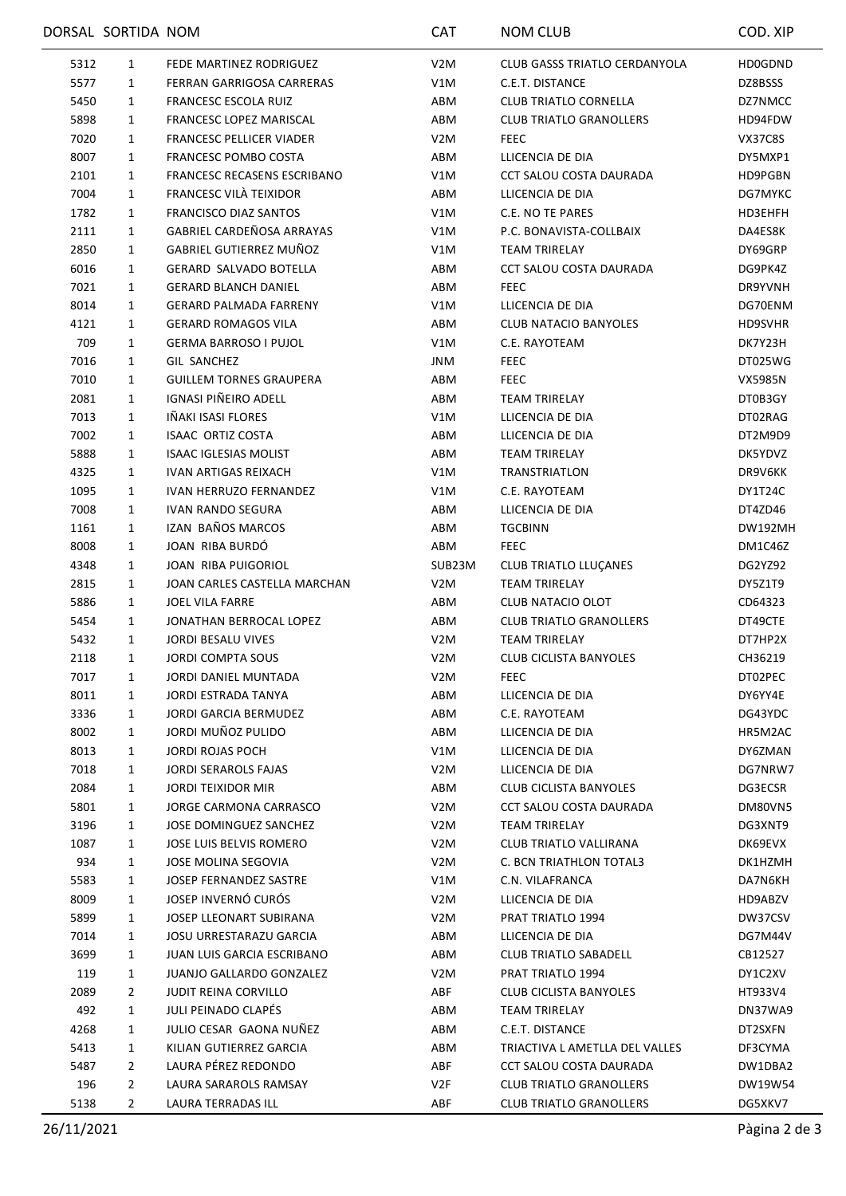| DORSAL | SORTIDA | NOM | CAT | NOM CLUB | COD. XIP |
|---|---|---|---|---|---|
| 5312 | 1 | FEDE MARTINEZ RODRIGUEZ | V2M | CLUB GASSS TRIATLO CERDANYOLA | HD0GDND |
| 5577 | 1 | FERRAN GARRIGOSA CARRERAS | V1M | C.E.T. DISTANCE | DZ8BSSS |
| 5450 | 1 | FRANCESC ESCOLA RUIZ | ABM | CLUB TRIATLO CORNELLA | DZ7NMCC |
| 5898 | 1 | FRANCESC LOPEZ MARISCAL | ABM | CLUB TRIATLO GRANOLLERS | HD94FDW |
| 7020 | 1 | FRANCESC PELLICER VIADER | V2M | FEEC | VX37C8S |
| 8007 | 1 | FRANCESC POMBO COSTA | ABM | LLICENCIA DE DIA | DY5MXP1 |
| 2101 | 1 | FRANCESC RECASENS ESCRIBANO | V1M | CCT SALOU COSTA DAURADA | HD9PGBN |
| 7004 | 1 | FRANCESC VILÀ TEIXIDOR | ABM | LLICENCIA DE DIA | DG7MYKC |
| 1782 | 1 | FRANCISCO DIAZ SANTOS | V1M | C.E. NO TE PARES | HD3EHFH |
| 2111 | 1 | GABRIEL CARDEÑOSA ARRAYAS | V1M | P.C. BONAVISTA-COLLBAIX | DA4ES8K |
| 2850 | 1 | GABRIEL GUTIERREZ MUÑOZ | V1M | TEAM TRIRELAY | DY69GRP |
| 6016 | 1 | GERARD SALVADO BOTELLA | ABM | CCT SALOU COSTA DAURADA | DG9PK4Z |
| 7021 | 1 | GERARD BLANCH DANIEL | ABM | FEEC | DR9YVNH |
| 8014 | 1 | GERARD PALMADA FARRENY | V1M | LLICENCIA DE DIA | DG70ENM |
| 4121 | 1 | GERARD ROMAGOS VILA | ABM | CLUB NATACIO BANYOLES | HD9SVHR |
| 709 | 1 | GERMA BARROSO I PUJOL | V1M | C.E. RAYOTEAM | DK7Y23H |
| 7016 | 1 | GIL SANCHEZ | JNM | FEEC | DT025WG |
| 7010 | 1 | GUILLEM TORNES GRAUPERA | ABM | FEEC | VX5985N |
| 2081 | 1 | IGNASI PIÑEIRO ADELL | ABM | TEAM TRIRELAY | DT0B3GY |
| 7013 | 1 | IÑAKI ISASI FLORES | V1M | LLICENCIA DE DIA | DT02RAG |
| 7002 | 1 | ISAAC ORTIZ COSTA | ABM | LLICENCIA DE DIA | DT2M9D9 |
| 5888 | 1 | ISAAC IGLESIAS MOLIST | ABM | TEAM TRIRELAY | DK5YDVZ |
| 4325 | 1 | IVAN ARTIGAS REIXACH | V1M | TRANSTRIATLON | DR9V6KK |
| 1095 | 1 | IVAN HERRUZO FERNANDEZ | V1M | C.E. RAYOTEAM | DY1T24C |
| 7008 | 1 | IVAN RANDO SEGURA | ABM | LLICENCIA DE DIA | DT4ZD46 |
| 1161 | 1 | IZAN BAÑOS MARCOS | ABM | TGCBINN | DW192MH |
| 8008 | 1 | JOAN RIBA BURDÓ | ABM | FEEC | DM1C46Z |
| 4348 | 1 | JOAN RIBA PUIGORIOL | SUB23M | CLUB TRIATLO LLUÇANES | DG2YZ92 |
| 2815 | 1 | JOAN CARLES CASTELLA MARCHAN | V2M | TEAM TRIRELAY | DY5Z1T9 |
| 5886 | 1 | JOEL VILA FARRE | ABM | CLUB NATACIO OLOT | CD64323 |
| 5454 | 1 | JONATHAN BERROCAL LOPEZ | ABM | CLUB TRIATLO GRANOLLERS | DT49CTE |
| 5432 | 1 | JORDI BESALU VIVES | V2M | TEAM TRIRELAY | DT7HP2X |
| 2118 | 1 | JORDI COMPTA SOUS | V2M | CLUB CICLISTA BANYOLES | CH36219 |
| 7017 | 1 | JORDI DANIEL MUNTADA | V2M | FEEC | DT02PEC |
| 8011 | 1 | JORDI ESTRADA TANYA | ABM | LLICENCIA DE DIA | DY6YY4E |
| 3336 | 1 | JORDI GARCIA BERMUDEZ | ABM | C.E. RAYOTEAM | DG43YDC |
| 8002 | 1 | JORDI MUÑOZ PULIDO | ABM | LLICENCIA DE DIA | HR5M2AC |
| 8013 | 1 | JORDI ROJAS POCH | V1M | LLICENCIA DE DIA | DY6ZMAN |
| 7018 | 1 | JORDI SERAROLS FAJAS | V2M | LLICENCIA DE DIA | DG7NRW7 |
| 2084 | 1 | JORDI TEIXIDOR MIR | ABM | CLUB CICLISTA BANYOLES | DG3ECSR |
| 5801 | 1 | JORGE CARMONA CARRASCO | V2M | CCT SALOU COSTA DAURADA | DM80VN5 |
| 3196 | 1 | JOSE DOMINGUEZ SANCHEZ | V2M | TEAM TRIRELAY | DG3XNT9 |
| 1087 | 1 | JOSE LUIS BELVIS ROMERO | V2M | CLUB TRIATLO VALLIRANA | DK69EVX |
| 934 | 1 | JOSE MOLINA SEGOVIA | V2M | C. BCN TRIATHLON TOTAL3 | DK1HZMH |
| 5583 | 1 | JOSEP FERNANDEZ SASTRE | V1M | C.N. VILAFRANCA | DA7N6KH |
| 8009 | 1 | JOSEP INVERNÓ CURÓS | V2M | LLICENCIA DE DIA | HD9ABZV |
| 5899 | 1 | JOSEP LLEONART SUBIRANA | V2M | PRAT TRIATLO 1994 | DW37CSV |
| 7014 | 1 | JOSU URRESTARAZU GARCIA | ABM | LLICENCIA DE DIA | DG7M44V |
| 3699 | 1 | JUAN LUIS GARCIA ESCRIBANO | ABM | CLUB TRIATLO SABADELL | CB12527 |
| 119 | 1 | JUANJO GALLARDO GONZALEZ | V2M | PRAT TRIATLO 1994 | DY1C2XV |
| 2089 | 2 | JUDIT REINA CORVILLO | ABF | CLUB CICLISTA BANYOLES | HT933V4 |
| 492 | 1 | JULI PEINADO CLAPÉS | ABM | TEAM TRIRELAY | DN37WA9 |
| 4268 | 1 | JULIO CESAR GAONA NUÑEZ | ABM | C.E.T. DISTANCE | DT2SXFN |
| 5413 | 1 | KILIAN GUTIERREZ GARCIA | ABM | TRIACTIVA L AMETLLA DEL VALLES | DF3CYMA |
| 5487 | 2 | LAURA PÉREZ REDONDO | ABF | CCT SALOU COSTA DAURADA | DW1DBA2 |
| 196 | 2 | LAURA SARAROLS RAMSAY | V2F | CLUB TRIATLO GRANOLLERS | DW19W54 |
| 5138 | 2 | LAURA TERRADAS ILL | ABF | CLUB TRIATLO GRANOLLERS | DG5XKV7 |

26/11/2021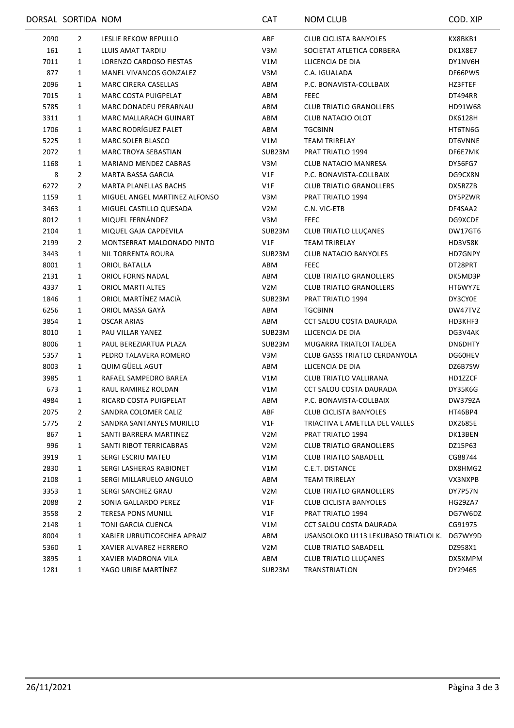| DORSAL | SORTIDA | NOM | CAT | NOM CLUB | COD. XIP |
|---|---|---|---|---|---|
| 2090 | 2 | LESLIE REKOW REPULLO | ABF | CLUB CICLISTA BANYOLES | KX8BKB1 |
| 161 | 1 | LLUIS AMAT TARDIU | V3M | SOCIETAT ATLETICA CORBERA | DK1X8E7 |
| 7011 | 1 | LORENZO CARDOSO FIESTAS | V1M | LLICENCIA DE DIA | DY1NV6H |
| 877 | 1 | MANEL VIVANCOS GONZALEZ | V3M | C.A. IGUALADA | DF66PW5 |
| 2096 | 1 | MARC CIRERA CASELLAS | ABM | P.C. BONAVISTA-COLLBAIX | HZ3FTEF |
| 7015 | 1 | MARC COSTA PUIGPELAT | ABM | FEEC | DT494RR |
| 5785 | 1 | MARC DONADEU PERARNAU | ABM | CLUB TRIATLO GRANOLLERS | HD91W68 |
| 3311 | 1 | MARC MALLARACH GUINART | ABM | CLUB NATACIO OLOT | DK6128H |
| 1706 | 1 | MARC RODRÍGUEZ PALET | ABM | TGCBINN | HT6TN6G |
| 5225 | 1 | MARC SOLER BLASCO | V1M | TEAM TRIRELAY | DT6VNNE |
| 2072 | 1 | MARC TROYA SEBASTIAN | SUB23M | PRAT TRIATLO 1994 | DF6E7MK |
| 1168 | 1 | MARIANO MENDEZ CABRAS | V3M | CLUB NATACIO MANRESA | DY56FG7 |
| 8 | 2 | MARTA BASSA GARCIA | V1F | P.C. BONAVISTA-COLLBAIX | DG9CX8N |
| 6272 | 2 | MARTA PLANELLAS BACHS | V1F | CLUB TRIATLO GRANOLLERS | DX5RZZB |
| 1159 | 1 | MIGUEL ANGEL MARTINEZ ALFONSO | V3M | PRAT TRIATLO 1994 | DY5PZWR |
| 3463 | 1 | MIGUEL CASTILLO QUESADA | V2M | C.N. VIC-ETB | DF4SAA2 |
| 8012 | 1 | MIQUEL FERNÁNDEZ | V3M | FEEC | DG9XCDE |
| 2104 | 1 | MIQUEL GAJA CAPDEVILA | SUB23M | CLUB TRIATLO LLUÇANES | DW17GT6 |
| 2199 | 2 | MONTSERRAT MALDONADO PINTO | V1F | TEAM TRIRELAY | HD3V58K |
| 3443 | 1 | NIL TORRENTA ROURA | SUB23M | CLUB NATACIO BANYOLES | HD7GNPY |
| 8001 | 1 | ORIOL BATALLA | ABM | FEEC | DT28PRT |
| 2131 | 1 | ORIOL FORNS NADAL | ABM | CLUB TRIATLO GRANOLLERS | DK5MD3P |
| 4337 | 1 | ORIOL MARTI ALTES | V2M | CLUB TRIATLO GRANOLLERS | HT6WY7E |
| 1846 | 1 | ORIOL MARTÍNEZ MACIÀ | SUB23M | PRAT TRIATLO 1994 | DY3CY0E |
| 6256 | 1 | ORIOL MASSA GAYÀ | ABM | TGCBINN | DW47TVZ |
| 3854 | 1 | OSCAR ARIAS | ABM | CCT SALOU COSTA DAURADA | HD3KHF3 |
| 8010 | 1 | PAU VILLAR YANEZ | SUB23M | LLICENCIA DE DIA | DG3V4AK |
| 8006 | 1 | PAUL BEREZIARTUA PLAZA | SUB23M | MUGARRA TRIATLOI TALDEA | DN6DHTY |
| 5357 | 1 | PEDRO TALAVERA ROMERO | V3M | CLUB GASSS TRIATLO CERDANYOLA | DG60HEV |
| 8003 | 1 | QUIM GÜELL AGUT | ABM | LLICENCIA DE DIA | DZ6B7SW |
| 3985 | 1 | RAFAEL SAMPEDRO BAREA | V1M | CLUB TRIATLO VALLIRANA | HD1ZZCF |
| 673 | 1 | RAUL RAMIREZ ROLDAN | V1M | CCT SALOU COSTA DAURADA | DY35K6G |
| 4984 | 1 | RICARD COSTA PUIGPELAT | ABM | P.C. BONAVISTA-COLLBAIX | DW379ZA |
| 2075 | 2 | SANDRA COLOMER CALIZ | ABF | CLUB CICLISTA BANYOLES | HT46BP4 |
| 5775 | 2 | SANDRA SANTANYES MURILLO | V1F | TRIACTIVA L AMETLLA DEL VALLES | DX2685E |
| 867 | 1 | SANTI BARRERA MARTINEZ | V2M | PRAT TRIATLO 1994 | DK13BEN |
| 996 | 1 | SANTI RIBOT TERRICABRAS | V2M | CLUB TRIATLO GRANOLLERS | DZ15P63 |
| 3919 | 1 | SERGI ESCRIU MATEU | V1M | CLUB TRIATLO SABADELL | CG88744 |
| 2830 | 1 | SERGI LASHERAS RABIONET | V1M | C.E.T. DISTANCE | DX8HMG2 |
| 2108 | 1 | SERGI MILLARUELO ANGULO | ABM | TEAM TRIRELAY | VX3NXPB |
| 3353 | 1 | SERGI SANCHEZ GRAU | V2M | CLUB TRIATLO GRANOLLERS | DY7P57N |
| 2088 | 2 | SONIA GALLARDO PEREZ | V1F | CLUB CICLISTA BANYOLES | HG29ZA7 |
| 3558 | 2 | TERESA PONS MUNILL | V1F | PRAT TRIATLO 1994 | DG7W6DZ |
| 2148 | 1 | TONI GARCIA CUENCA | V1M | CCT SALOU COSTA DAURADA | CG91975 |
| 8004 | 1 | XABIER URRUTICOECHEA APRAIZ | ABM | USANSOLOKO U113 LEKUBASO TRIATLOI K. | DG7WY9D |
| 5360 | 1 | XAVIER ALVAREZ HERRERO | V2M | CLUB TRIATLO SABADELL | DZ958X1 |
| 3895 | 1 | XAVIER MADRONA VILA | ABM | CLUB TRIATLO LLUÇANES | DX5XMPM |
| 1281 | 1 | YAGO URIBE MARTÍNEZ | SUB23M | TRANSTRIATLON | DY29465 |

26/11/2021